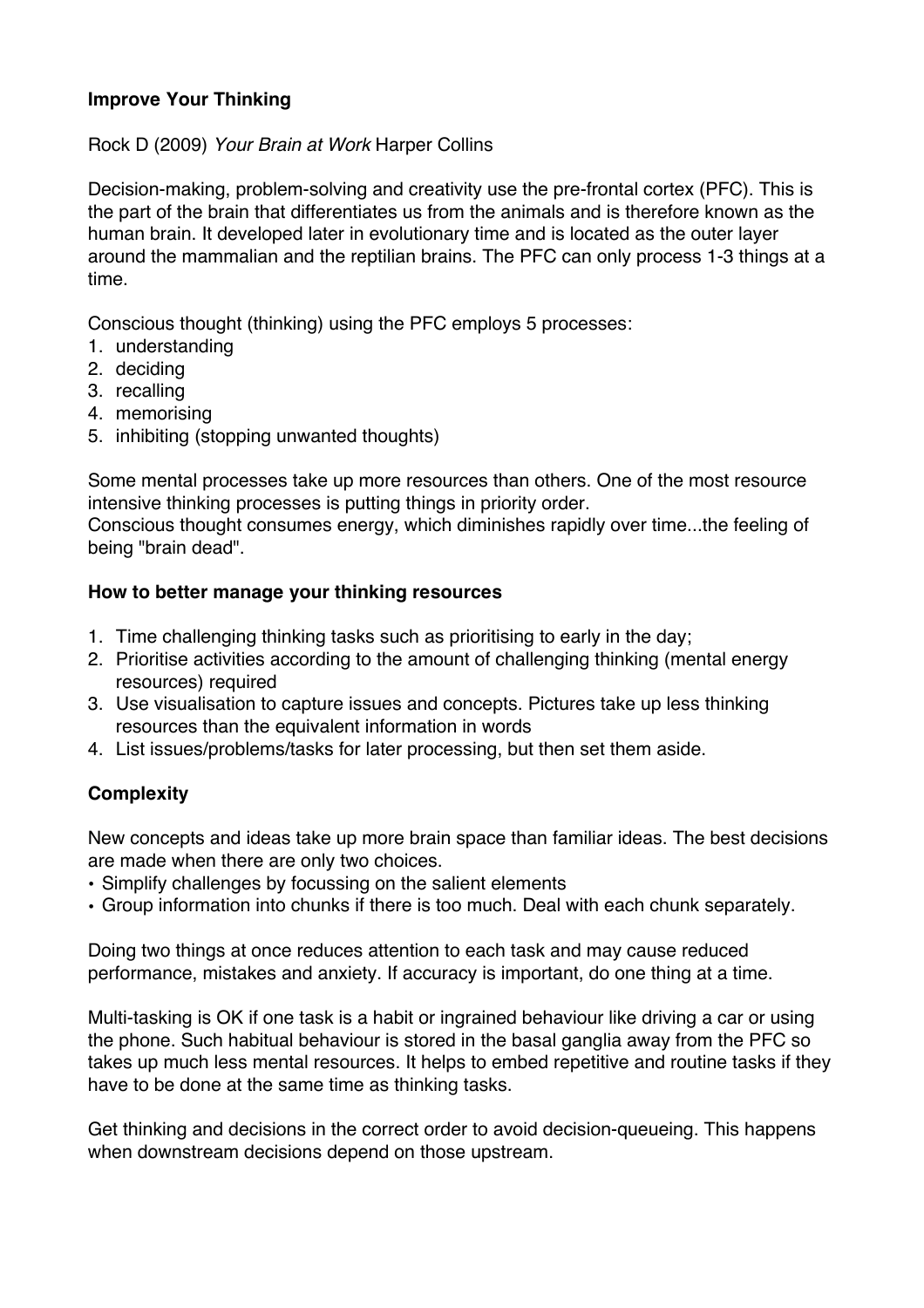**Improve Your Thinking**

Rock D (2009) *Your Brain at Work* Harper Collins

Decision-making, problem-solving and creativity use the pre-frontal cortex (PFC). This is the part of the brain that differentiates us from the animals and is therefore known as the human brain. It developed later in evolutionary time and is located as the outer layer around the mammalian and the reptilian brains. The PFC can only process 1-3 things at a time.

Conscious thought (thinking) using the PFC employs 5 processes:

1. understanding
2. deciding
3. recalling
4. memorising
5. inhibiting (stopping unwanted thoughts)

Some mental processes take up more resources than others. One of the most resource intensive thinking processes is putting things in priority order.
Conscious thought consumes energy, which diminishes rapidly over time...the feeling of being "brain dead".

**How to better manage your thinking resources**

1. Time challenging thinking tasks such as prioritising to early in the day;
2. Prioritise activities according to the amount of challenging thinking (mental energy resources) required
3. Use visualisation to capture issues and concepts. Pictures take up less thinking resources than the equivalent information in words
4. List issues/problems/tasks for later processing, but then set them aside.

**Complexity**

New concepts and ideas take up more brain space than familiar ideas. The best decisions are made when there are only two choices.

- Simplify challenges by focussing on the salient elements
- Group information into chunks if there is too much. Deal with each chunk separately.

Doing two things at once reduces attention to each task and may cause reduced performance, mistakes and anxiety. If accuracy is important, do one thing at a time.

Multi-tasking is OK if one task is a habit or ingrained behaviour like driving a car or using the phone. Such habitual behaviour is stored in the basal ganglia away from the PFC so takes up much less mental resources. It helps to embed repetitive and routine tasks if they have to be done at the same time as thinking tasks.

Get thinking and decisions in the correct order to avoid decision-queueing. This happens when downstream decisions depend on those upstream.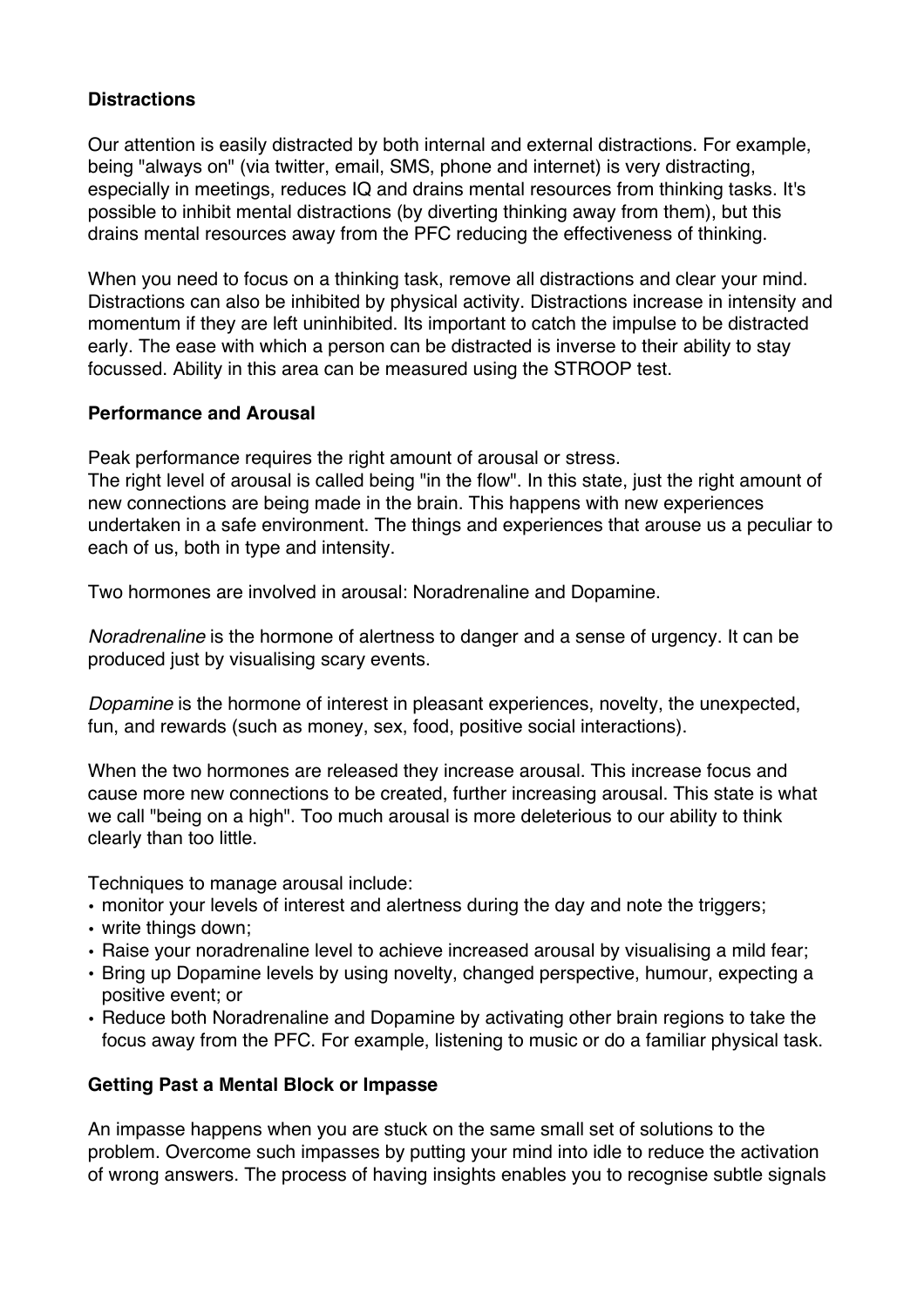**Distractions**

Our attention is easily distracted by both internal and external distractions. For example, being "always on" (via twitter, email, SMS, phone and internet) is very distracting, especially in meetings, reduces IQ and drains mental resources from thinking tasks. It's possible to inhibit mental distractions (by diverting thinking away from them), but this drains mental resources away from the PFC reducing the effectiveness of thinking.

When you need to focus on a thinking task, remove all distractions and clear your mind. Distractions can also be inhibited by physical activity. Distractions increase in intensity and momentum if they are left uninhibited. Its important to catch the impulse to be distracted early. The ease with which a person can be distracted is inverse to their ability to stay focussed. Ability in this area can be measured using the STROOP test.

**Performance and Arousal**

Peak performance requires the right amount of arousal or stress.
The right level of arousal is called being "in the flow". In this state, just the right amount of new connections are being made in the brain. This happens with new experiences undertaken in a safe environment. The things and experiences that arouse us a peculiar to each of us, both in type and intensity.

Two hormones are involved in arousal: Noradrenaline and Dopamine.

*Noradrenaline* is the hormone of alertness to danger and a sense of urgency. It can be produced just by visualising scary events.

*Dopamine* is the hormone of interest in pleasant experiences, novelty, the unexpected, fun, and rewards (such as money, sex, food, positive social interactions).

When the two hormones are released they increase arousal. This increase focus and cause more new connections to be created, further increasing arousal. This state is what we call "being on a high". Too much arousal is more deleterious to our ability to think clearly than too little.

Techniques to manage arousal include:

- monitor your levels of interest and alertness during the day and note the triggers;
- write things down;
- Raise your noradrenaline level to achieve increased arousal by visualising a mild fear;
- Bring up Dopamine levels by using novelty, changed perspective, humour, expecting a positive event; or
- Reduce both Noradrenaline and Dopamine by activating other brain regions to take the focus away from the PFC. For example, listening to music or do a familiar physical task.

**Getting Past a Mental Block or Impasse**

An impasse happens when you are stuck on the same small set of solutions to the problem. Overcome such impasses by putting your mind into idle to reduce the activation of wrong answers. The process of having insights enables you to recognise subtle signals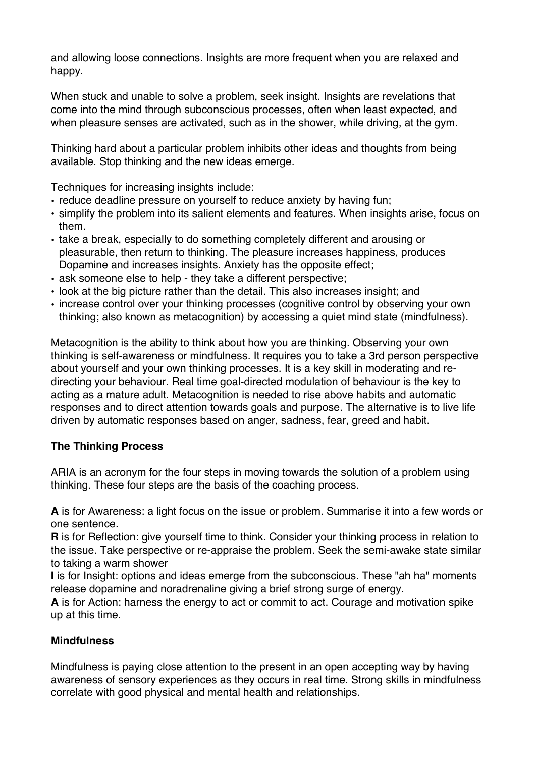and allowing loose connections. Insights are more frequent when you are relaxed and happy.

When stuck and unable to solve a problem, seek insight. Insights are revelations that come into the mind through subconscious processes, often when least expected, and when pleasure senses are activated, such as in the shower, while driving, at the gym.

Thinking hard about a particular problem inhibits other ideas and thoughts from being available. Stop thinking and the new ideas emerge.

Techniques for increasing insights include:

- reduce deadline pressure on yourself to reduce anxiety by having fun;
- simplify the problem into its salient elements and features. When insights arise, focus on them.
- take a break, especially to do something completely different and arousing or pleasurable, then return to thinking. The pleasure increases happiness, produces Dopamine and increases insights. Anxiety has the opposite effect;
- ask someone else to help - they take a different perspective;
- look at the big picture rather than the detail. This also increases insight; and
- increase control over your thinking processes (cognitive control by observing your own thinking; also known as metacognition) by accessing a quiet mind state (mindfulness).

Metacognition is the ability to think about how you are thinking. Observing your own thinking is self-awareness or mindfulness. It requires you to take a 3rd person perspective about yourself and your own thinking processes. It is a key skill in moderating and re-directing your behaviour. Real time goal-directed modulation of behaviour is the key to acting as a mature adult. Metacognition is needed to rise above habits and automatic responses and to direct attention towards goals and purpose. The alternative is to live life driven by automatic responses based on anger, sadness, fear, greed and habit.

**The Thinking Process**

ARIA is an acronym for the four steps in moving towards the solution of a problem using thinking. These four steps are the basis of the coaching process.

**A** is for Awareness: a light focus on the issue or problem. Summarise it into a few words or one sentence.
**R** is for Reflection: give yourself time to think. Consider your thinking process in relation to the issue. Take perspective or re-appraise the problem. Seek the semi-awake state similar to taking a warm shower
**I** is for Insight: options and ideas emerge from the subconscious. These "ah ha" moments release dopamine and noradrenaline giving a brief strong surge of energy.
**A** is for Action: harness the energy to act or commit to act. Courage and motivation spike up at this time.

**Mindfulness**

Mindfulness is paying close attention to the present in an open accepting way by having awareness of sensory experiences as they occurs in real time. Strong skills in mindfulness correlate with good physical and mental health and relationships.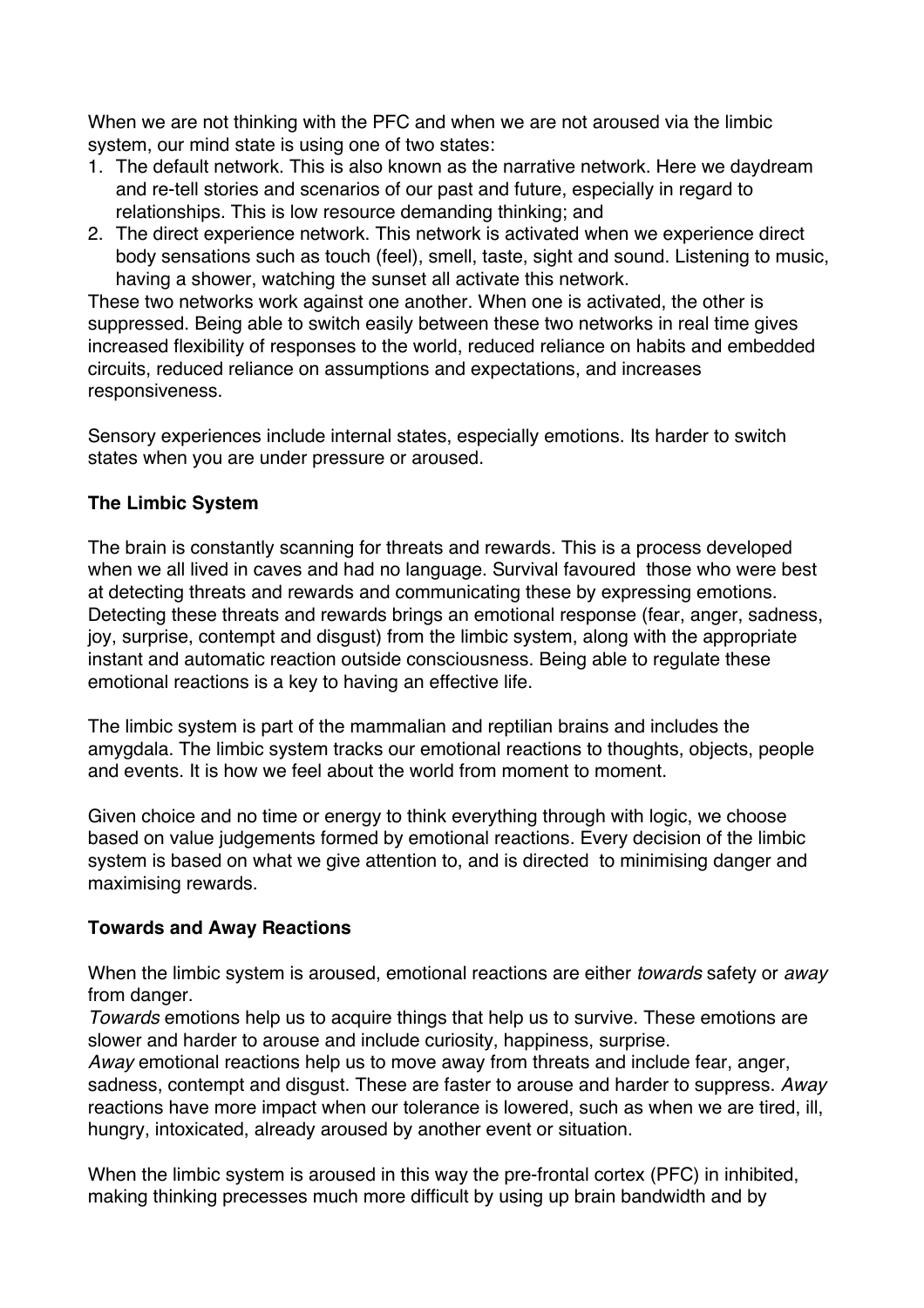When we are not thinking with the PFC and when we are not aroused via the limbic system, our mind state is using one of two states:

1. The default network. This is also known as the narrative network. Here we daydream and re-tell stories and scenarios of our past and future, especially in regard to relationships. This is low resource demanding thinking; and
2. The direct experience network. This network is activated when we experience direct body sensations such as touch (feel), smell, taste, sight and sound. Listening to music, having a shower, watching the sunset all activate this network.

These two networks work against one another. When one is activated, the other is suppressed. Being able to switch easily between these two networks in real time gives increased flexibility of responses to the world, reduced reliance on habits and embedded circuits, reduced reliance on assumptions and expectations, and increases responsiveness.

Sensory experiences include internal states, especially emotions. Its harder to switch states when you are under pressure or aroused.

**The Limbic System**

The brain is constantly scanning for threats and rewards. This is a process developed when we all lived in caves and had no language. Survival favoured those who were best at detecting threats and rewards and communicating these by expressing emotions. Detecting these threats and rewards brings an emotional response (fear, anger, sadness, joy, surprise, contempt and disgust) from the limbic system, along with the appropriate instant and automatic reaction outside consciousness. Being able to regulate these emotional reactions is a key to having an effective life.

The limbic system is part of the mammalian and reptilian brains and includes the amygdala. The limbic system tracks our emotional reactions to thoughts, objects, people and events. It is how we feel about the world from moment to moment.

Given choice and no time or energy to think everything through with logic, we choose based on value judgements formed by emotional reactions. Every decision of the limbic system is based on what we give attention to, and is directed to minimising danger and maximising rewards.

**Towards and Away Reactions**

When the limbic system is aroused, emotional reactions are either *towards* safety or *away* from danger.

*Towards* emotions help us to acquire things that help us to survive. These emotions are slower and harder to arouse and include curiosity, happiness, surprise.

*Away* emotional reactions help us to move away from threats and include fear, anger, sadness, contempt and disgust. These are faster to arouse and harder to suppress. *Away* reactions have more impact when our tolerance is lowered, such as when we are tired, ill, hungry, intoxicated, already aroused by another event or situation.

When the limbic system is aroused in this way the pre-frontal cortex (PFC) in inhibited, making thinking precesses much more difficult by using up brain bandwidth and by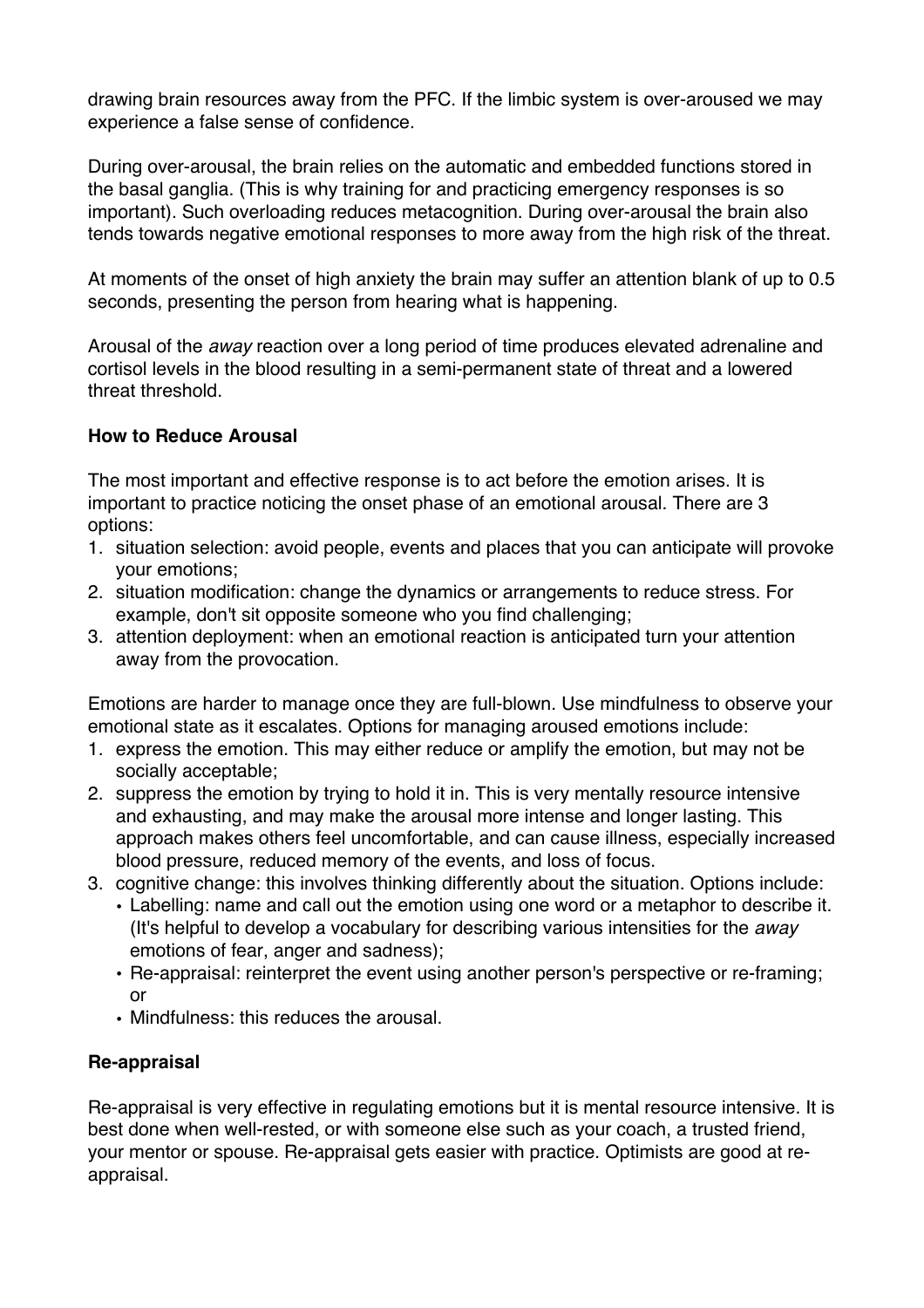drawing brain resources away from the PFC. If the limbic system is over-aroused we may experience a false sense of confidence.

During over-arousal, the brain relies on the automatic and embedded functions stored in the basal ganglia. (This is why training for and practicing emergency responses is so important). Such overloading reduces metacognition. During over-arousal the brain also tends towards negative emotional responses to more away from the high risk of the threat.

At moments of the onset of high anxiety the brain may suffer an attention blank of up to 0.5 seconds, presenting the person from hearing what is happening.

Arousal of the *away* reaction over a long period of time produces elevated adrenaline and cortisol levels in the blood resulting in a semi-permanent state of threat and a lowered threat threshold.

**How to Reduce Arousal**

The most important and effective response is to act before the emotion arises. It is important to practice noticing the onset phase of an emotional arousal. There are 3 options:

1. situation selection: avoid people, events and places that you can anticipate will provoke your emotions;
2. situation modification: change the dynamics or arrangements to reduce stress. For example, don't sit opposite someone who you find challenging;
3. attention deployment: when an emotional reaction is anticipated turn your attention away from the provocation.

Emotions are harder to manage once they are full-blown. Use mindfulness to observe your emotional state as it escalates. Options for managing aroused emotions include:

1. express the emotion. This may either reduce or amplify the emotion, but may not be socially acceptable;
2. suppress the emotion by trying to hold it in. This is very mentally resource intensive and exhausting, and may make the arousal more intense and longer lasting. This approach makes others feel uncomfortable, and can cause illness, especially increased blood pressure, reduced memory of the events, and loss of focus.
3. cognitive change: this involves thinking differently about the situation. Options include:
   - Labelling: name and call out the emotion using one word or a metaphor to describe it. (It's helpful to develop a vocabulary for describing various intensities for the *away* emotions of fear, anger and sadness);
   - Re-appraisal: reinterpret the event using another person's perspective or re-framing; or
   - Mindfulness: this reduces the arousal.

**Re-appraisal**

Re-appraisal is very effective in regulating emotions but it is mental resource intensive. It is best done when well-rested, or with someone else such as your coach, a trusted friend, your mentor or spouse. Re-appraisal gets easier with practice. Optimists are good at re-appraisal.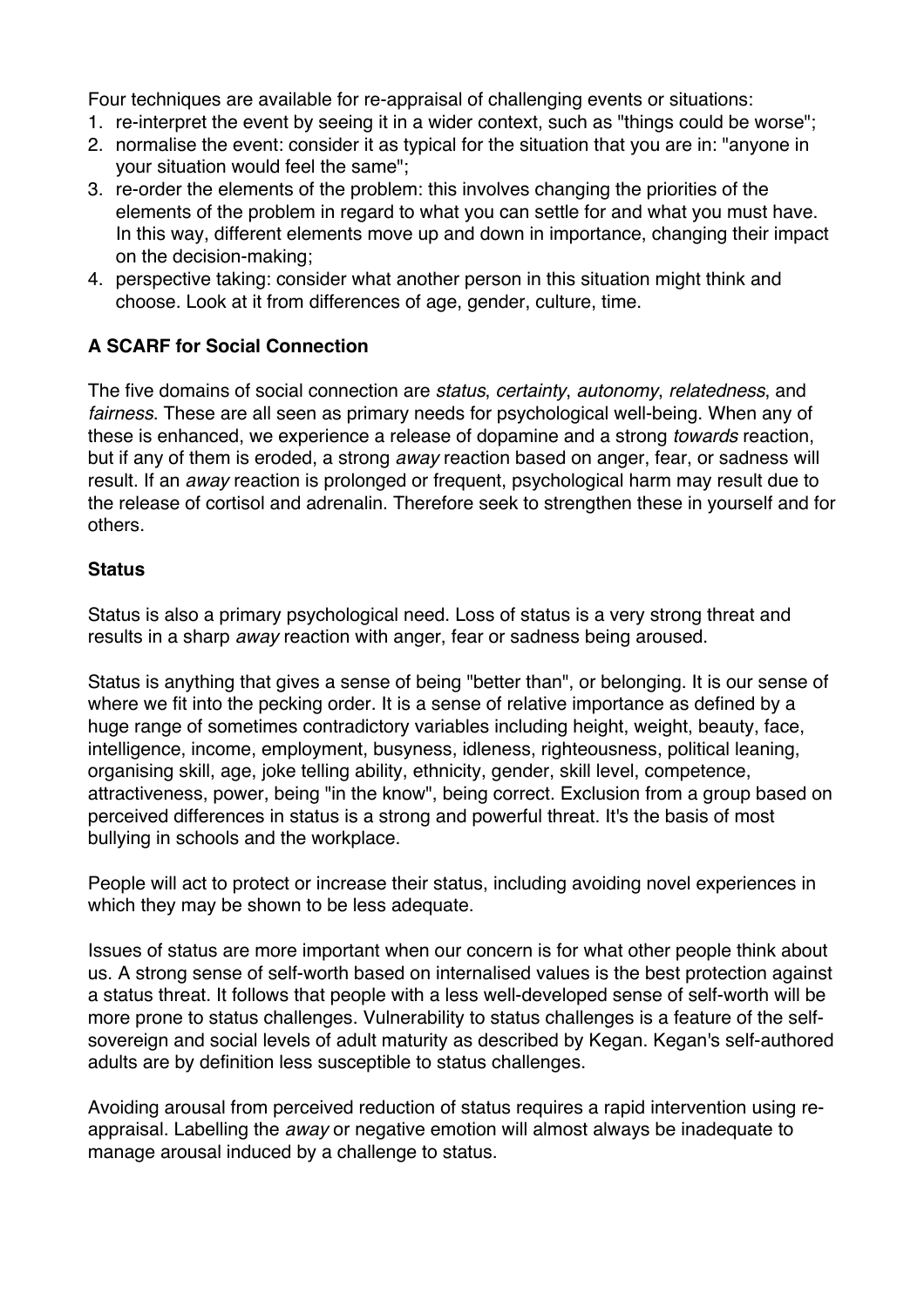Four techniques are available for re-appraisal of challenging events or situations:

1. re-interpret the event by seeing it in a wider context, such as "things could be worse";
2. normalise the event: consider it as typical for the situation that you are in: "anyone in your situation would feel the same";
3. re-order the elements of the problem: this involves changing the priorities of the elements of the problem in regard to what you can settle for and what you must have. In this way, different elements move up and down in importance, changing their impact on the decision-making;
4. perspective taking: consider what another person in this situation might think and choose. Look at it from differences of age, gender, culture, time.

### A SCARF for Social Connection

The five domains of social connection are *status*, *certainty*, *autonomy*, *relatedness*, and *fairness*. These are all seen as primary needs for psychological well-being. When any of these is enhanced, we experience a release of dopamine and a strong *towards* reaction, but if any of them is eroded, a strong *away* reaction based on anger, fear, or sadness will result. If an *away* reaction is prolonged or frequent, psychological harm may result due to the release of cortisol and adrenalin. Therefore seek to strengthen these in yourself and for others.

### Status

Status is also a primary psychological need. Loss of status is a very strong threat and results in a sharp *away* reaction with anger, fear or sadness being aroused.

Status is anything that gives a sense of being "better than", or belonging. It is our sense of where we fit into the pecking order. It is a sense of relative importance as defined by a huge range of sometimes contradictory variables including height, weight, beauty, face, intelligence, income, employment, busyness, idleness, righteousness, political leaning, organising skill, age, joke telling ability, ethnicity, gender, skill level, competence, attractiveness, power, being "in the know", being correct. Exclusion from a group based on perceived differences in status is a strong and powerful threat. It's the basis of most bullying in schools and the workplace.

People will act to protect or increase their status, including avoiding novel experiences in which they may be shown to be less adequate.

Issues of status are more important when our concern is for what other people think about us. A strong sense of self-worth based on internalised values is the best protection against a status threat. It follows that people with a less well-developed sense of self-worth will be more prone to status challenges. Vulnerability to status challenges is a feature of the self-sovereign and social levels of adult maturity as described by Kegan. Kegan's self-authored adults are by definition less susceptible to status challenges.

Avoiding arousal from perceived reduction of status requires a rapid intervention using re-appraisal. Labelling the *away* or negative emotion will almost always be inadequate to manage arousal induced by a challenge to status.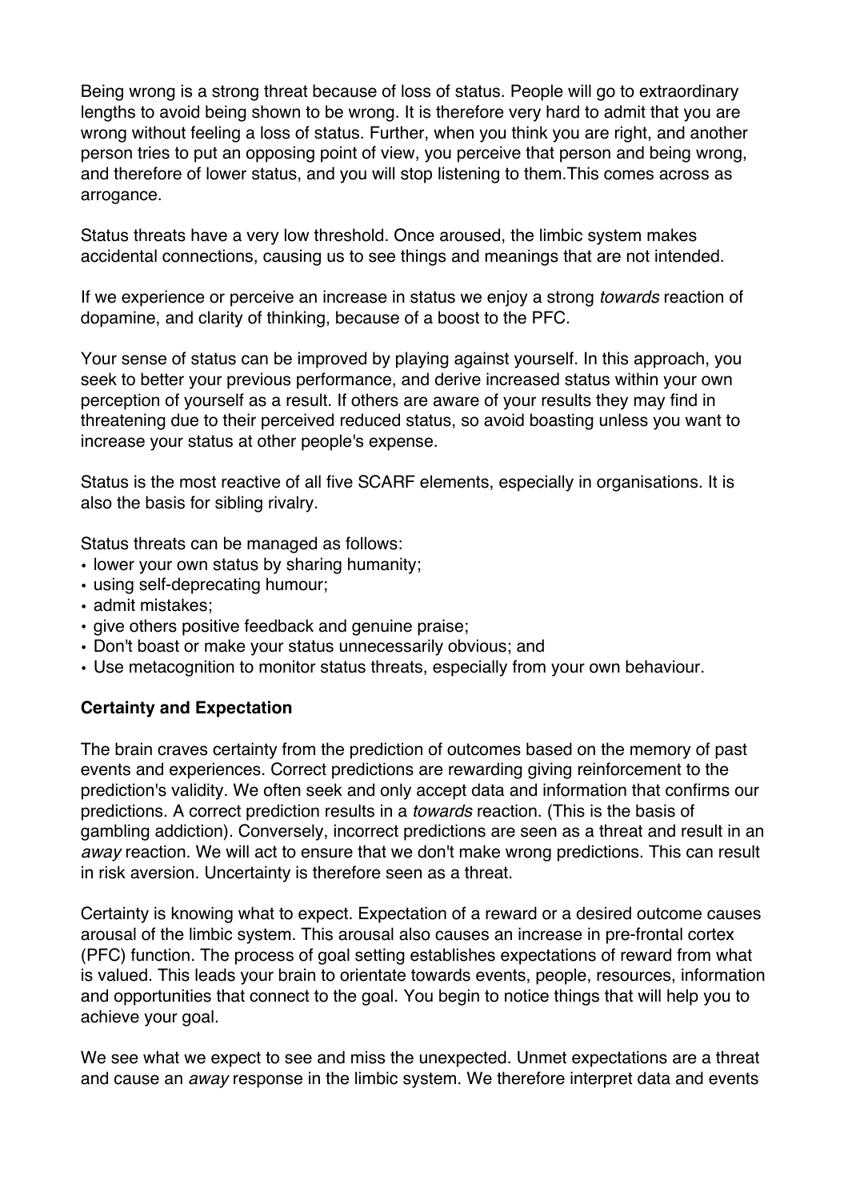Being wrong is a strong threat because of loss of status. People will go to extraordinary lengths to avoid being shown to be wrong. It is therefore very hard to admit that you are wrong without feeling a loss of status. Further, when you think you are right, and another person tries to put an opposing point of view, you perceive that person and being wrong, and therefore of lower status, and you will stop listening to them.This comes across as arrogance.

Status threats have a very low threshold. Once aroused, the limbic system makes accidental connections, causing us to see things and meanings that are not intended.

If we experience or perceive an increase in status we enjoy a strong *towards* reaction of dopamine, and clarity of thinking, because of a boost to the PFC.

Your sense of status can be improved by playing against yourself. In this approach, you seek to better your previous performance, and derive increased status within your own perception of yourself as a result. If others are aware of your results they may find in threatening due to their perceived reduced status, so avoid boasting unless you want to increase your status at other people's expense.

Status is the most reactive of all five SCARF elements, especially in organisations. It is also the basis for sibling rivalry.

Status threats can be managed as follows:

- lower your own status by sharing humanity;
- using self-deprecating humour;
- admit mistakes;
- give others positive feedback and genuine praise;
- Don't boast or make your status unnecessarily obvious; and
- Use metacognition to monitor status threats, especially from your own behaviour.

**Certainty and Expectation**

The brain craves certainty from the prediction of outcomes based on the memory of past events and experiences. Correct predictions are rewarding giving reinforcement to the prediction's validity. We often seek and only accept data and information that confirms our predictions. A correct prediction results in a *towards* reaction. (This is the basis of gambling addiction). Conversely, incorrect predictions are seen as a threat and result in an *away* reaction. We will act to ensure that we don't make wrong predictions. This can result in risk aversion. Uncertainty is therefore seen as a threat.

Certainty is knowing what to expect. Expectation of a reward or a desired outcome causes arousal of the limbic system. This arousal also causes an increase in pre-frontal cortex (PFC) function. The process of goal setting establishes expectations of reward from what is valued. This leads your brain to orientate towards events, people, resources, information and opportunities that connect to the goal. You begin to notice things that will help you to achieve your goal.

We see what we expect to see and miss the unexpected. Unmet expectations are a threat and cause an *away* response in the limbic system. We therefore interpret data and events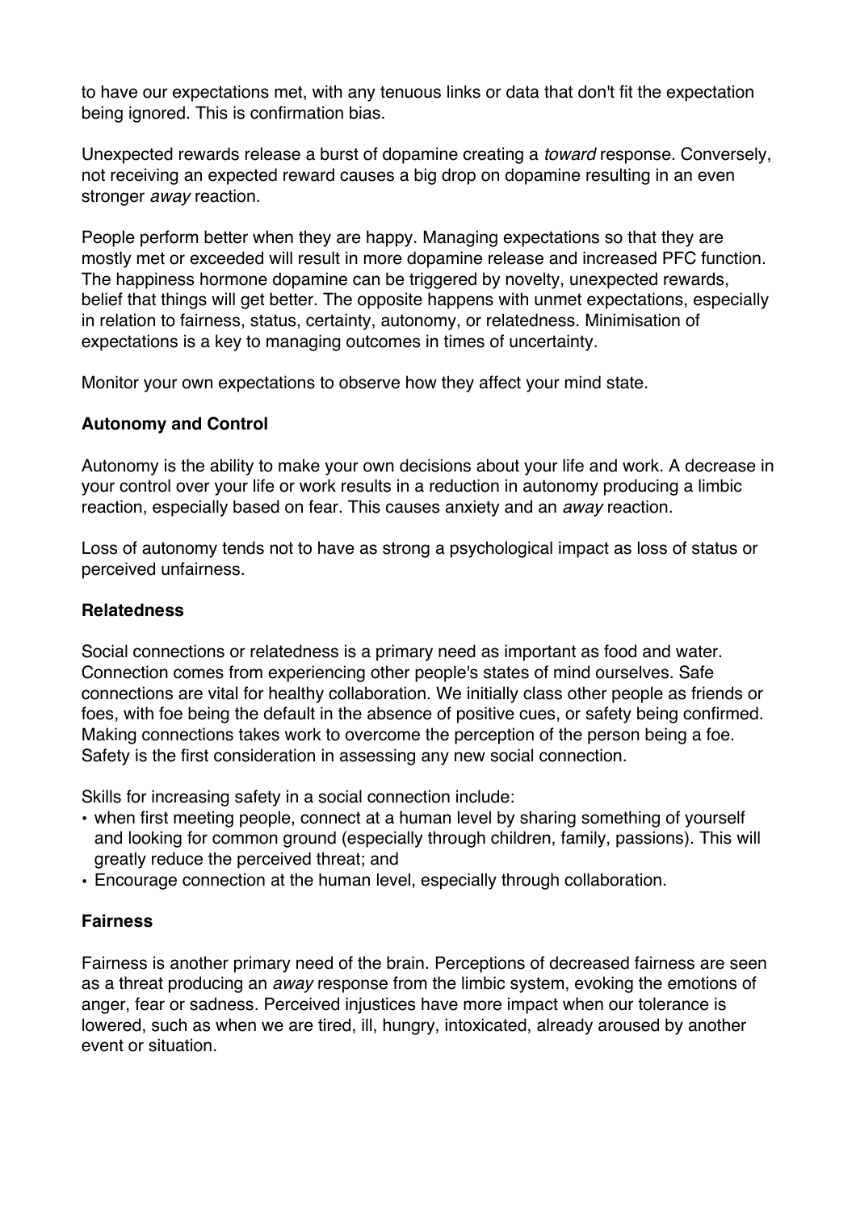to have our expectations met, with any tenuous links or data that don't fit the expectation being ignored. This is confirmation bias.

Unexpected rewards release a burst of dopamine creating a *toward* response. Conversely, not receiving an expected reward causes a big drop on dopamine resulting in an even stronger *away* reaction.

People perform better when they are happy. Managing expectations so that they are mostly met or exceeded will result in more dopamine release and increased PFC function. The happiness hormone dopamine can be triggered by novelty, unexpected rewards, belief that things will get better. The opposite happens with unmet expectations, especially in relation to fairness, status, certainty, autonomy, or relatedness. Minimisation of expectations is a key to managing outcomes in times of uncertainty.

Monitor your own expectations to observe how they affect your mind state.

**Autonomy and Control**

Autonomy is the ability to make your own decisions about your life and work. A decrease in your control over your life or work results in a reduction in autonomy producing a limbic reaction, especially based on fear. This causes anxiety and an *away* reaction.

Loss of autonomy tends not to have as strong a psychological impact as loss of status or perceived unfairness.

**Relatedness**

Social connections or relatedness is a primary need as important as food and water. Connection comes from experiencing other people's states of mind ourselves. Safe connections are vital for healthy collaboration. We initially class other people as friends or foes, with foe being the default in the absence of positive cues, or safety being confirmed. Making connections takes work to overcome the perception of the person being a foe. Safety is the first consideration in assessing any new social connection.

Skills for increasing safety in a social connection include:

- when first meeting people, connect at a human level by sharing something of yourself and looking for common ground (especially through children, family, passions). This will greatly reduce the perceived threat; and
- Encourage connection at the human level, especially through collaboration.

**Fairness**

Fairness is another primary need of the brain. Perceptions of decreased fairness are seen as a threat producing an *away* response from the limbic system, evoking the emotions of anger, fear or sadness. Perceived injustices have more impact when our tolerance is lowered, such as when we are tired, ill, hungry, intoxicated, already aroused by another event or situation.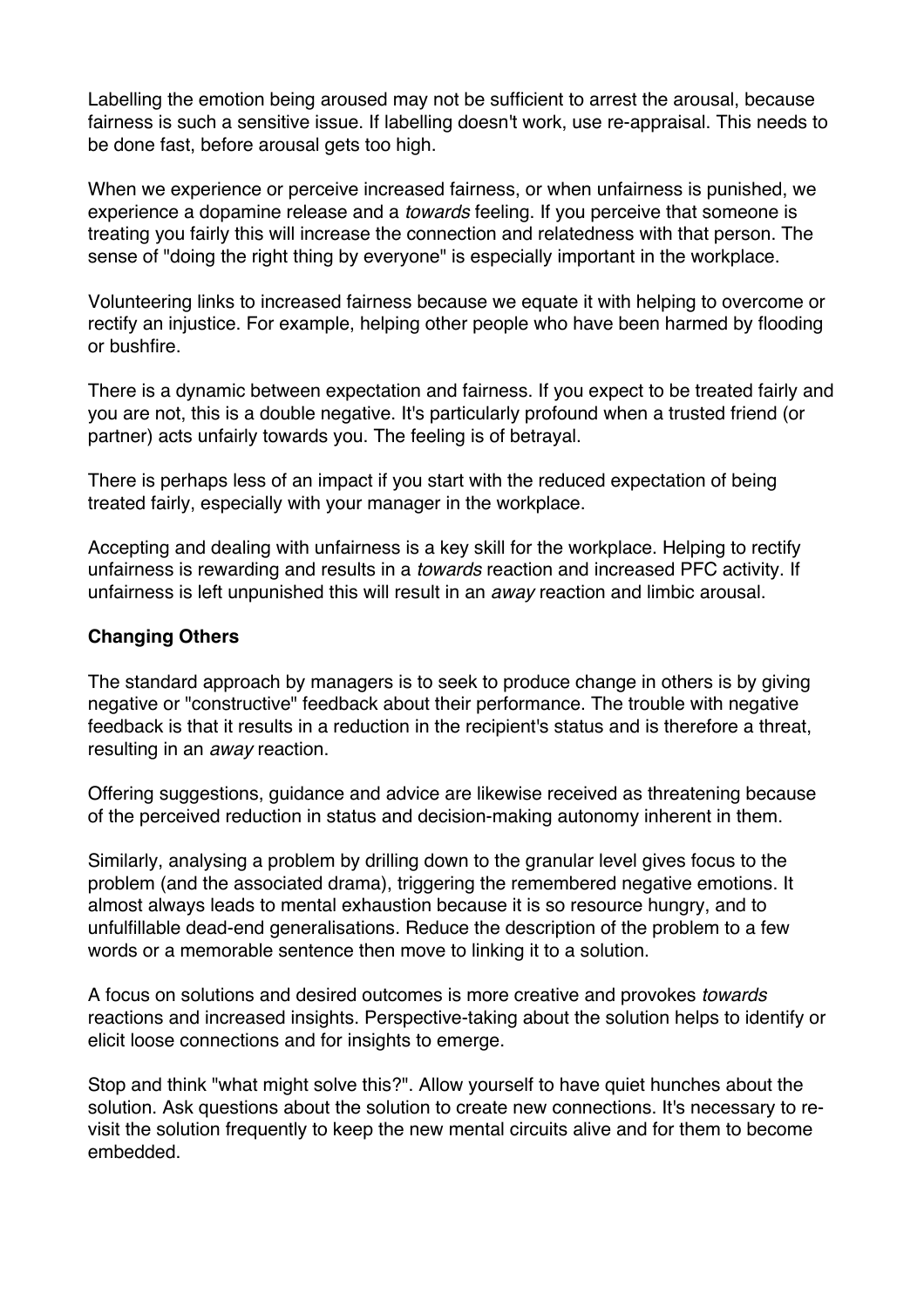Labelling the emotion being aroused may not be sufficient to arrest the arousal, because fairness is such a sensitive issue. If labelling doesn't work, use re-appraisal. This needs to be done fast, before arousal gets too high.

When we experience or perceive increased fairness, or when unfairness is punished, we experience a dopamine release and a *towards* feeling. If you perceive that someone is treating you fairly this will increase the connection and relatedness with that person. The sense of "doing the right thing by everyone" is especially important in the workplace.

Volunteering links to increased fairness because we equate it with helping to overcome or rectify an injustice. For example, helping other people who have been harmed by flooding or bushfire.

There is a dynamic between expectation and fairness. If you expect to be treated fairly and you are not, this is a double negative. It's particularly profound when a trusted friend (or partner) acts unfairly towards you. The feeling is of betrayal.

There is perhaps less of an impact if you start with the reduced expectation of being treated fairly, especially with your manager in the workplace.

Accepting and dealing with unfairness is a key skill for the workplace. Helping to rectify unfairness is rewarding and results in a *towards* reaction and increased PFC activity. If unfairness is left unpunished this will result in an *away* reaction and limbic arousal.

**Changing Others**

The standard approach by managers is to seek to produce change in others is by giving negative or "constructive" feedback about their performance. The trouble with negative feedback is that it results in a reduction in the recipient's status and is therefore a threat, resulting in an *away* reaction.

Offering suggestions, guidance and advice are likewise received as threatening because of the perceived reduction in status and decision-making autonomy inherent in them.

Similarly, analysing a problem by drilling down to the granular level gives focus to the problem (and the associated drama), triggering the remembered negative emotions. It almost always leads to mental exhaustion because it is so resource hungry, and to unfulfillable dead-end generalisations. Reduce the description of the problem to a few words or a memorable sentence then move to linking it to a solution.

A focus on solutions and desired outcomes is more creative and provokes *towards* reactions and increased insights. Perspective-taking about the solution helps to identify or elicit loose connections and for insights to emerge.

Stop and think "what might solve this?". Allow yourself to have quiet hunches about the solution. Ask questions about the solution to create new connections. It's necessary to re-visit the solution frequently to keep the new mental circuits alive and for them to become embedded.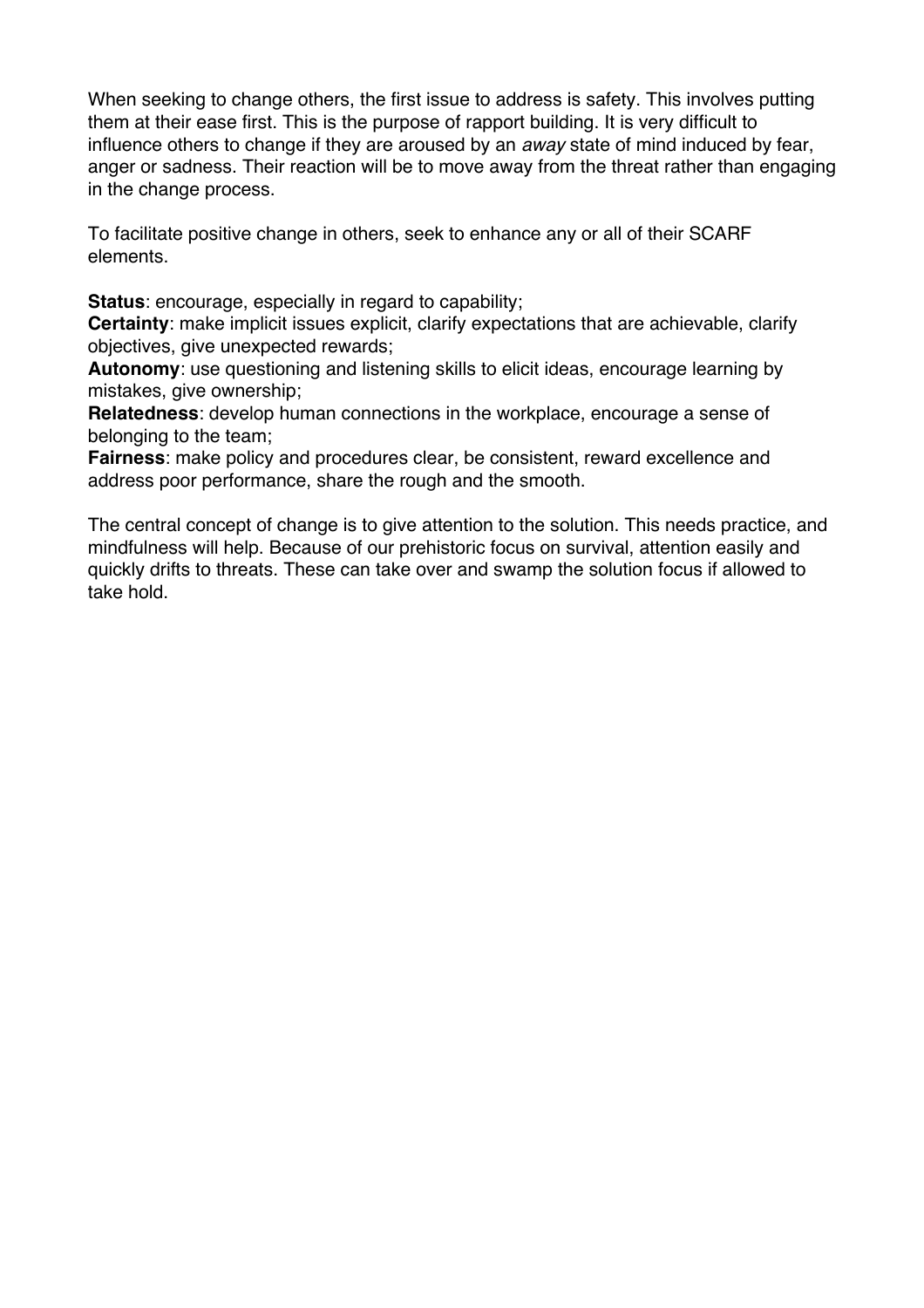When seeking to change others, the first issue to address is safety. This involves putting them at their ease first. This is the purpose of rapport building. It is very difficult to influence others to change if they are aroused by an *away* state of mind induced by fear, anger or sadness. Their reaction will be to move away from the threat rather than engaging in the change process.

To facilitate positive change in others, seek to enhance any or all of their SCARF elements.

**Status**: encourage, especially in regard to capability;
**Certainty**: make implicit issues explicit, clarify expectations that are achievable, clarify objectives, give unexpected rewards;
**Autonomy**: use questioning and listening skills to elicit ideas, encourage learning by mistakes, give ownership;
**Relatedness**: develop human connections in the workplace, encourage a sense of belonging to the team;
**Fairness**: make policy and procedures clear, be consistent, reward excellence and address poor performance, share the rough and the smooth.

The central concept of change is to give attention to the solution. This needs practice, and mindfulness will help. Because of our prehistoric focus on survival, attention easily and quickly drifts to threats. These can take over and swamp the solution focus if allowed to take hold.